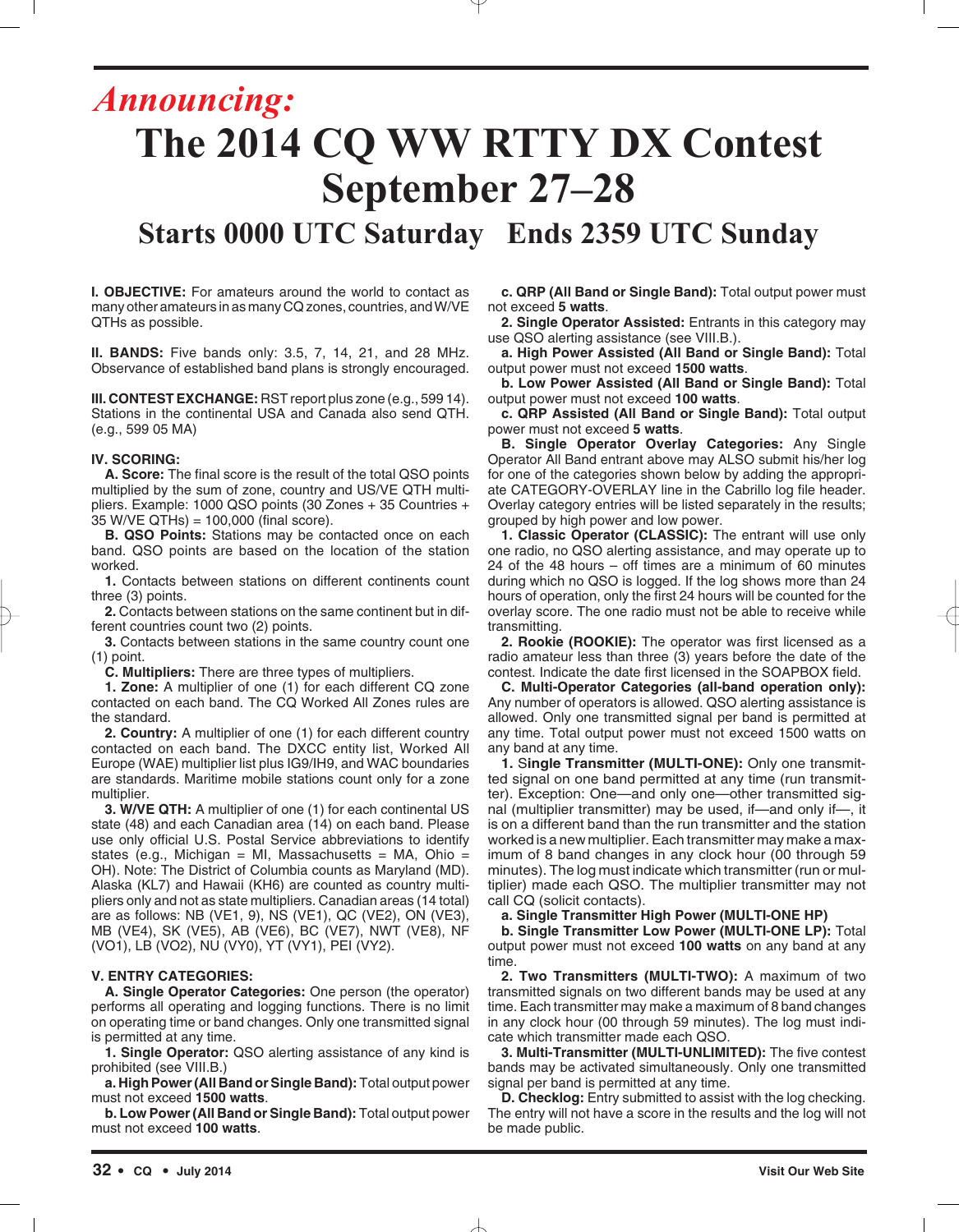*Announcing:*

# The 2014 CQ WW RTTY DX Contest September 27–28

## Starts 0000 UTC Saturday  Ends 2359 UTC Sunday

**I. OBJECTIVE:** For amateurs around the world to contact as many other amateurs in as many CQ zones, countries, and W/VE QTHs as possible.

**II. BANDS:** Five bands only: 3.5, 7, 14, 21, and 28 MHz. Observance of established band plans is strongly encouraged.

**III. CONTEST EXCHANGE:** RST report plus zone (e.g., 599 14). Stations in the continental USA and Canada also send QTH. (e.g., 599 05 MA)

**IV. SCORING:**

**A. Score:** The final score is the result of the total QSO points multiplied by the sum of zone, country and US/VE QTH multipliers. Example: 1000 QSO points (30 Zones + 35 Countries + 35 W/VE QTHs) = 100,000 (final score).

**B. QSO Points:** Stations may be contacted once on each band. QSO points are based on the location of the station worked.

**1.** Contacts between stations on different continents count three (3) points.

**2.** Contacts between stations on the same continent but in different countries count two (2) points.

**3.** Contacts between stations in the same country count one (1) point.

**C. Multipliers:** There are three types of multipliers.

**1. Zone:** A multiplier of one (1) for each different CQ zone contacted on each band. The CQ Worked All Zones rules are the standard.

**2. Country:** A multiplier of one (1) for each different country contacted on each band. The DXCC entity list, Worked All Europe (WAE) multiplier list plus IG9/IH9, and WAC boundaries are standards. Maritime mobile stations count only for a zone multiplier.

**3. W/VE QTH:** A multiplier of one (1) for each continental US state (48) and each Canadian area (14) on each band. Please use only official U.S. Postal Service abbreviations to identify states (e.g., Michigan = MI, Massachusetts = MA, Ohio = OH). Note: The District of Columbia counts as Maryland (MD). Alaska (KL7) and Hawaii (KH6) are counted as country multipliers only and not as state multipliers. Canadian areas (14 total) are as follows: NB (VE1, 9), NS (VE1), QC (VE2), ON (VE3), MB (VE4), SK (VE5), AB (VE6), BC (VE7), NWT (VE8), NF (VO1), LB (VO2), NU (VY0), YT (VY1), PEI (VY2).

**V. ENTRY CATEGORIES:**

**A. Single Operator Categories:** One person (the operator) performs all operating and logging functions. There is no limit on operating time or band changes. Only one transmitted signal is permitted at any time.

**1. Single Operator:** QSO alerting assistance of any kind is prohibited (see VIII.B.).

**a. High Power (All Band or Single Band):** Total output power must not exceed **1500 watts**.

**b. Low Power (All Band or Single Band):** Total output power must not exceed **100 watts**.

**c. QRP (All Band or Single Band):** Total output power must not exceed **5 watts**.

**2. Single Operator Assisted:** Entrants in this category may use QSO alerting assistance (see VIII.B.).

**a. High Power Assisted (All Band or Single Band):** Total output power must not exceed **1500 watts**.

**b. Low Power Assisted (All Band or Single Band):** Total output power must not exceed **100 watts**.

**c. QRP Assisted (All Band or Single Band):** Total output power must not exceed **5 watts**.

**B. Single Operator Overlay Categories:** Any Single Operator All Band entrant above may ALSO submit his/her log for one of the categories shown below by adding the appropriate CATEGORY-OVERLAY line in the Cabrillo log file header. Overlay category entries will be listed separately in the results; grouped by high power and low power.

**1. Classic Operator (CLASSIC):** The entrant will use only one radio, no QSO alerting assistance, and may operate up to 24 of the 48 hours – off times are a minimum of 60 minutes during which no QSO is logged. If the log shows more than 24 hours of operation, only the first 24 hours will be counted for the overlay score. The one radio must not be able to receive while transmitting.

**2. Rookie (ROOKIE):** The operator was first licensed as a radio amateur less than three (3) years before the date of the contest. Indicate the date first licensed in the SOAPBOX field.

**C. Multi-Operator Categories (all-band operation only):** Any number of operators is allowed. QSO alerting assistance is allowed. Only one transmitted signal per band is permitted at any time. Total output power must not exceed 1500 watts on any band at any time.

**1. Single Transmitter (MULTI-ONE):** Only one transmitted signal on one band permitted at any time (run transmitter). Exception: One—and only one—other transmitted signal (multiplier transmitter) may be used, if—and only if—, it is on a different band than the run transmitter and the station worked is a new multiplier. Each transmitter may make a maximum of 8 band changes in any clock hour (00 through 59 minutes). The log must indicate which transmitter (run or multiplier) made each QSO. The multiplier transmitter may not call CQ (solicit contacts).

**a. Single Transmitter High Power (MULTI-ONE HP)**

**b. Single Transmitter Low Power (MULTI-ONE LP):** Total output power must not exceed **100 watts** on any band at any time.

**2. Two Transmitters (MULTI-TWO):** A maximum of two transmitted signals on two different bands may be used at any time. Each transmitter may make a maximum of 8 band changes in any clock hour (00 through 59 minutes). The log must indicate which transmitter made each QSO.

**3. Multi-Transmitter (MULTI-UNLIMITED):** The five contest bands may be activated simultaneously. Only one transmitted signal per band is permitted at any time.

**D. Checklog:** Entry submitted to assist with the log checking. The entry will not have a score in the results and the log will not be made public.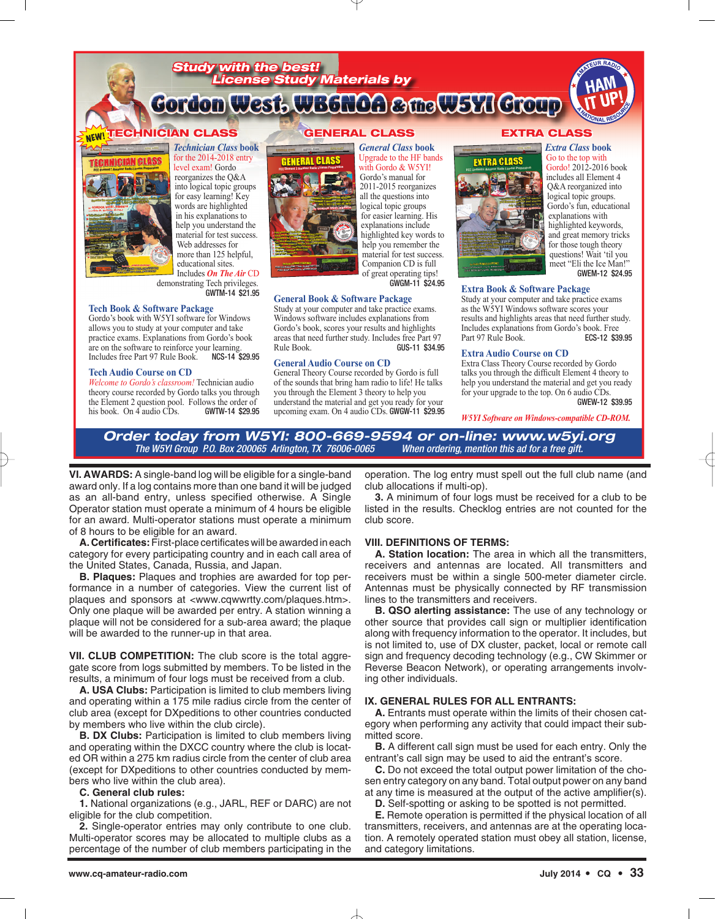Study with the best!
License Study Materials by
Gordon West, WB6NOA & the W5YI Group

### TECHNICIAN CLASS

**Technician Class book** for the 2014-2018 entry level exam! Gordo reorganizes the Q&A into logical topic groups for easy learning! Key words are highlighted in his explanations to help you understand the material for test success. Web addresses for more than 125 helpful, educational sites. Includes *On The Air* CD demonstrating Tech privileges. GWTM-14 $21.95

**Tech Book & Software Package**
Gordo's book with W5YI software for Windows allows you to study at your computer and take practice exams. Explanations from Gordo's book are on the software to reinforce your learning. Includes free Part 97 Rule Book. NCS-14 $29.95

**Tech Audio Course on CD**
*Welcome to Gordo's classroom!* Technician audio theory course recorded by Gordo talks you through the Element 2 question pool. Follows the order of his book. On 4 audio CDs. GWTW-14 $29.95

### GENERAL CLASS

**General Class book** Upgrade to the HF bands with Gordo & W5YI! Gordo's manual for 2011-2015 reorganizes all the questions into logical topic groups for easier learning. His explanations include highlighted key words to help you remember the material for test success. Companion CD is full of great operating tips! GWGM-11 $24.95

**General Book & Software Package**
Study at your computer and take practice exams. Windows software includes explanations from Gordo's book, scores your results and highlights areas that need further study. Includes free Part 97 Rule Book. GUS-11 $34.95

**General Audio Course on CD**
General Theory Course recorded by Gordo is full of the sounds that bring ham radio to life! He talks you through the Element 3 theory to help you understand the material and get you ready for your upcoming exam. On 4 audio CDs. GWGW-11 $29.95

### EXTRA CLASS

**Extra Class book** Go to the top with Gordo! 2012-2016 book includes all Element 4 Q&A reorganized into logical topic groups. Gordo's fun, educational explanations with highlighted keywords, and great memory tricks for those tough theory questions! Wait 'til you meet "Eli the Ice Man!" GWEM-12 $24.95

**Extra Book & Software Package**
Study at your computer and take practice exams as the W5YI Windows software scores your results and highlights areas that need further study. Includes explanations from Gordo's book. Free Part 97 Rule Book. ECS-12 $39.95

**Extra Audio Course on CD**
Extra Class Theory Course recorded by Gordo talks you through the difficult Element 4 theory to help you understand the material and get you ready for your upgrade to the top. On 6 audio CDs. GWEW-12 $39.95

*W5YI Software on Windows-compatible CD-ROM.*

**Order today from W5YI: 800-669-9594 or on-line: www.w5yi.org**
The W5YI Group P.O. Box 200065 Arlington, TX 76006-0065 — When ordering, mention this ad for a free gift.

---

**VI. AWARDS:** A single-band log will be eligible for a single-band award only. If a log contains more than one band it will be judged as an all-band entry, unless specified otherwise. A Single Operator station must operate a minimum of 4 hours be eligible for an award. Multi-operator stations must operate a minimum of 8 hours to be eligible for an award.

**A. Certificates:** First-place certificates will be awarded in each category for every participating country and in each call area of the United States, Canada, Russia, and Japan.

**B. Plaques:** Plaques and trophies are awarded for top performance in a number of categories. View the current list of plaques and sponsors at <www.cqwwrtty.com/plaques.htm>. Only one plaque will be awarded per entry. A station winning a plaque will not be considered for a sub-area award; the plaque will be awarded to the runner-up in that area.

**VII. CLUB COMPETITION:** The club score is the total aggregate score from logs submitted by members. To be listed in the results, a minimum of four logs must be received from a club.

**A. USA Clubs:** Participation is limited to club members living and operating within a 175 mile radius circle from the center of club area (except for DXpeditions to other countries conducted by members who live within the club circle).

**B. DX Clubs:** Participation is limited to club members living and operating within the DXCC country where the club is located OR within a 275 km radius circle from the center of club area (except for DXpeditions to other countries conducted by members who live within the club area).

**C. General club rules:**

**1.** National organizations (e.g., JARL, REF or DARC) are not eligible for the club competition.

**2.** Single-operator entries may only contribute to one club. Multi-operator scores may be allocated to multiple clubs as a percentage of the number of club members participating in the operation. The log entry must spell out the full club name (and club allocations if multi-op).

**3.** A minimum of four logs must be received for a club to be listed in the results. Checklog entries are not counted for the club score.

**VIII. DEFINITIONS OF TERMS:**

**A. Station location:** The area in which all the transmitters, receivers and antennas are located. All transmitters and receivers must be within a single 500-meter diameter circle. Antennas must be physically connected by RF transmission lines to the transmitters and receivers.

**B. QSO alerting assistance:** The use of any technology or other source that provides call sign or multiplier identification along with frequency information to the operator. It includes, but is not limited to, use of DX cluster, packet, local or remote call sign and frequency decoding technology (e.g., CW Skimmer or Reverse Beacon Network), or operating arrangements involving other individuals.

**IX. GENERAL RULES FOR ALL ENTRANTS:**

**A.** Entrants must operate within the limits of their chosen category when performing any activity that could impact their submitted score.

**B.** A different call sign must be used for each entry. Only the entrant's call sign may be used to aid the entrant's score.

**C.** Do not exceed the total output power limitation of the chosen entry category on any band. Total output power on any band at any time is measured at the output of the active amplifier(s).

**D.** Self-spotting or asking to be spotted is not permitted.

**E.** Remote operation is permitted if the physical location of all transmitters, receivers, and antennas are at the operating location. A remotely operated station must obey all station, license, and category limitations.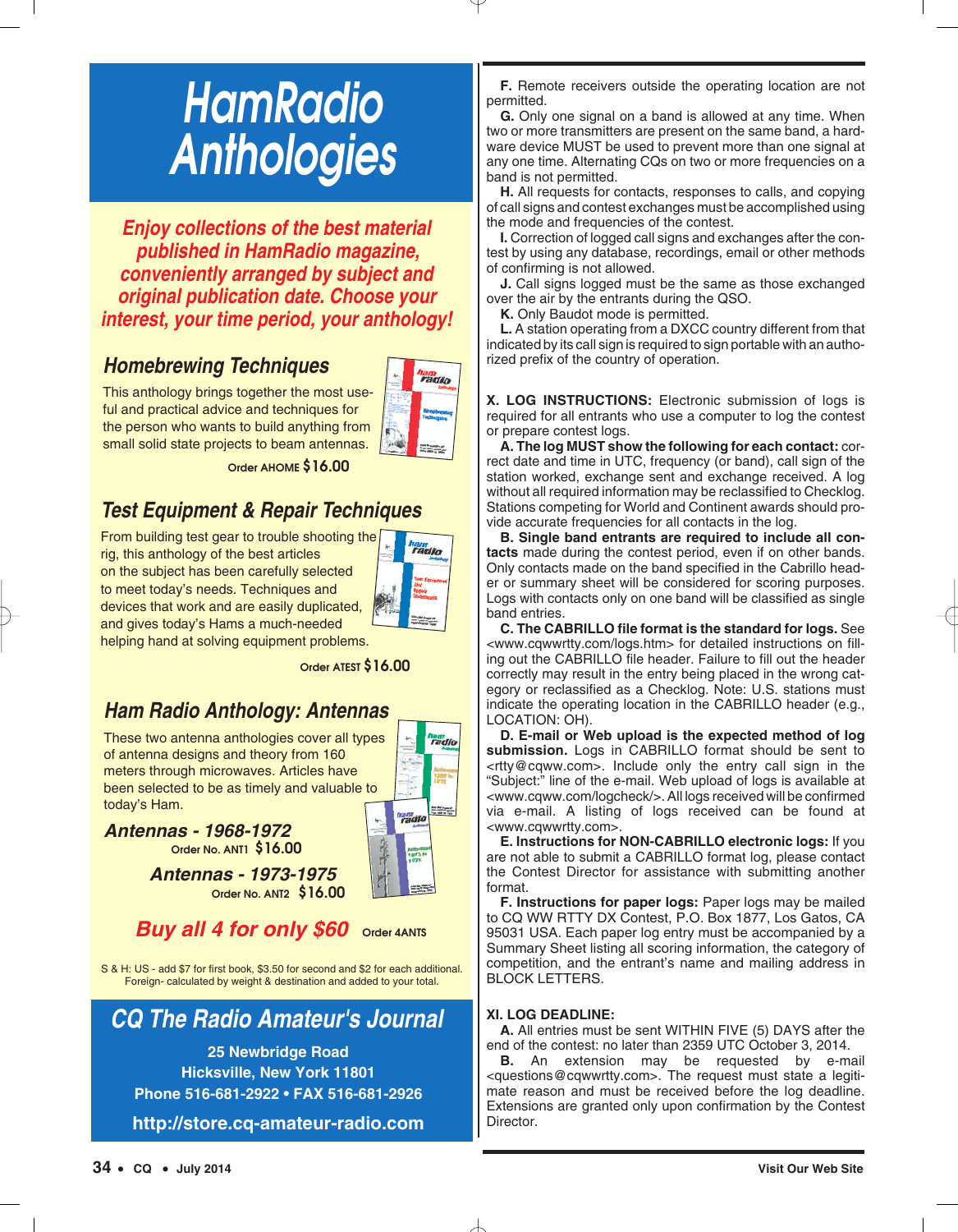# HamRadio Anthologies

*Enjoy collections of the best material published in HamRadio magazine, conveniently arranged by subject and original publication date. Choose your interest, your time period, your anthology!*

## Homebrewing Techniques

This anthology brings together the most useful and practical advice and techniques for the person who wants to build anything from small solid state projects to beam antennas.

Order AHOME **$16.00**

## Test Equipment & Repair Techniques

From building test gear to trouble shooting the rig, this anthology of the best articles on the subject has been carefully selected to meet today's needs. Techniques and devices that work and are easily duplicated, and gives today's Hams a much-needed helping hand at solving equipment problems.

Order ATEST **$16.00**

## Ham Radio Anthology: Antennas

These two antenna anthologies cover all types of antenna designs and theory from 160 meters through microwaves. Articles have been selected to be as timely and valuable to today's Ham.

***Antennas - 1968-1972***
Order No. ANT1 **$16.00**

***Antennas - 1973-1975***
Order No. ANT2 **$16.00**

***Buy all 4 for only $60*** Order 4ANTS

S & H: US - add $7 for first book, $3.50 for second and $2 for each additional. Foreign- calculated by weight & destination and added to your total.

## CQ The Radio Amateur's Journal

**25 Newbridge Road**
**Hicksville, New York 11801**
**Phone 516-681-2922 • FAX 516-681-2926**

**http://store.cq-amateur-radio.com**

**F.** Remote receivers outside the operating location are not permitted.

**G.** Only one signal on a band is allowed at any time. When two or more transmitters are present on the same band, a hardware device MUST be used to prevent more than one signal at any one time. Alternating CQs on two or more frequencies on a band is not permitted.

**H.** All requests for contacts, responses to calls, and copying of call signs and contest exchanges must be accomplished using the mode and frequencies of the contest.

**I.** Correction of logged call signs and exchanges after the contest by using any database, recordings, email or other methods of confirming is not allowed.

**J.** Call signs logged must be the same as those exchanged over the air by the entrants during the QSO.

**K.** Only Baudot mode is permitted.

**L.** A station operating from a DXCC country different from that indicated by its call sign is required to sign portable with an authorized prefix of the country of operation.

**X. LOG INSTRUCTIONS:** Electronic submission of logs is required for all entrants who use a computer to log the contest or prepare contest logs.

**A. The log MUST show the following for each contact:** correct date and time in UTC, frequency (or band), call sign of the station worked, exchange sent and exchange received. A log without all required information may be reclassified to Checklog. Stations competing for World and Continent awards should provide accurate frequencies for all contacts in the log.

**B. Single band entrants are required to include all contacts** made during the contest period, even if on other bands. Only contacts made on the band specified in the Cabrillo header or summary sheet will be considered for scoring purposes. Logs with contacts only on one band will be classified as single band entries.

**C. The CABRILLO file format is the standard for logs.** See <www.cqwwrtty.com/logs.htm> for detailed instructions on filling out the CABRILLO file header. Failure to fill out the header correctly may result in the entry being placed in the wrong category or reclassified as a Checklog. Note: U.S. stations must indicate the operating location in the CABRILLO header (e.g., LOCATION: OH).

**D. E-mail or Web upload is the expected method of log submission.** Logs in CABRILLO format should be sent to <rtty@cqww.com>. Include only the entry call sign in the "Subject:" line of the e-mail. Web upload of logs is available at <www.cqww.com/logcheck/>. All logs received will be confirmed via e-mail. A listing of logs received can be found at <www.cqwwrtty.com>.

**E. Instructions for NON-CABRILLO electronic logs:** If you are not able to submit a CABRILLO format log, please contact the Contest Director for assistance with submitting another format.

**F. Instructions for paper logs:** Paper logs may be mailed to CQ WW RTTY DX Contest, P.O. Box 1877, Los Gatos, CA 95031 USA. Each paper log entry must be accompanied by a Summary Sheet listing all scoring information, the category of competition, and the entrant's name and mailing address in BLOCK LETTERS.

**XI. LOG DEADLINE:**

**A.** All entries must be sent WITHIN FIVE (5) DAYS after the end of the contest: no later than 2359 UTC October 3, 2014.

**B.** An extension may be requested by e-mail <questions@cqwwrtty.com>. The request must state a legitimate reason and must be received before the log deadline. Extensions are granted only upon confirmation by the Contest Director.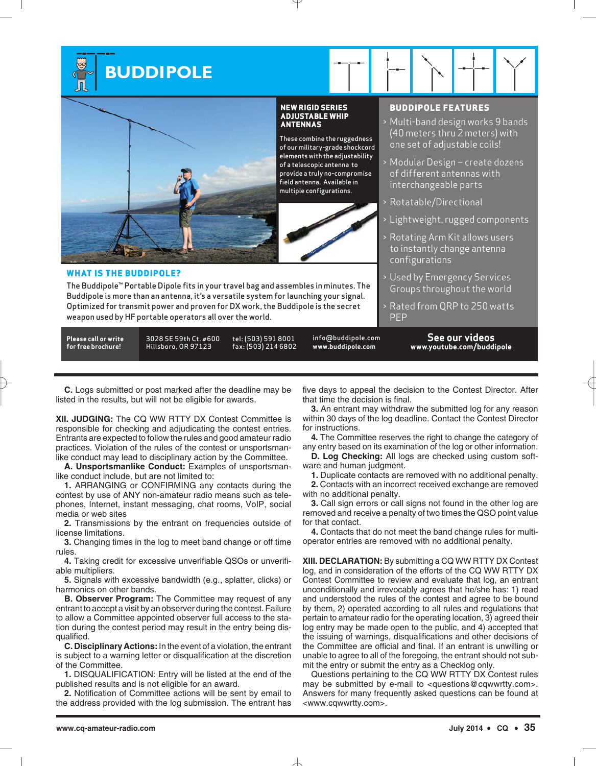# BUDDIPOLE

**NEW RIGID SERIES ADJUSTABLE WHIP ANTENNAS**

These combine the ruggedness of our military-grade shockcord elements with the adjustability of a telescopic antenna to provide a truly no-compromise field antenna. Available in multiple configurations.

**BUDDIPOLE FEATURES**

- Multi-band design works 9 bands (40 meters thru 2 meters) with one set of adjustable coils!
- Modular Design – create dozens of different antennas with interchangeable parts
- Rotatable/Directional
- Lightweight, rugged components
- Rotating Arm Kit allows users to instantly change antenna configurations
- Used by Emergency Services Groups throughout the world
- Rated from QRP to 250 watts PEP

**WHAT IS THE BUDDIPOLE?**

The Buddipole™ Portable Dipole fits in your travel bag and assembles in minutes. The Buddipole is more than an antenna, it's a versatile system for launching your signal. Optimized for transmit power and proven for DX work, the Buddipole is the secret weapon used by HF portable operators all over the world.

**Please call or write for free brochure!** 3028 SE 59th Ct. #600 Hillsboro, OR 97123 tel: (503) 591 8001 fax: (503) 214 6802 info@buddipole.com **www.buddipole.com**

**See our videos** **www.youtube.com/buddipole**

---

**C.** Logs submitted or post marked after the deadline may be listed in the results, but will not be eligible for awards.

**XII. JUDGING:** The CQ WW RTTY DX Contest Committee is responsible for checking and adjudicating the contest entries. Entrants are expected to follow the rules and good amateur radio practices. Violation of the rules of the contest or unsportsmanlike conduct may lead to disciplinary action by the Committee.

**A. Unsportsmanlike Conduct:** Examples of unsportsmanlike conduct include, but are not limited to:

**1.** ARRANGING or CONFIRMING any contacts during the contest by use of ANY non-amateur radio means such as telephones, Internet, instant messaging, chat rooms, VoIP, social media or web sites

**2.** Transmissions by the entrant on frequencies outside of license limitations.

**3.** Changing times in the log to meet band change or off time rules.

**4.** Taking credit for excessive unverifiable QSOs or unverifiable multipliers.

**5.** Signals with excessive bandwidth (e.g., splatter, clicks) or harmonics on other bands.

**B. Observer Program:** The Committee may request of any entrant to accept a visit by an observer during the contest. Failure to allow a Committee appointed observer full access to the station during the contest period may result in the entry being disqualified.

**C. Disciplinary Actions:** In the event of a violation, the entrant is subject to a warning letter or disqualification at the discretion of the Committee.

**1.** DISQUALIFICATION: Entry will be listed at the end of the published results and is not eligible for an award.

**2.** Notification of Committee actions will be sent by email to the address provided with the log submission. The entrant has five days to appeal the decision to the Contest Director. After that time the decision is final.

**3.** An entrant may withdraw the submitted log for any reason within 30 days of the log deadline. Contact the Contest Director for instructions.

**4.** The Committee reserves the right to change the category of any entry based on its examination of the log or other information.

**D. Log Checking:** All logs are checked using custom software and human judgment.

**1.** Duplicate contacts are removed with no additional penalty.

**2.** Contacts with an incorrect received exchange are removed with no additional penalty.

**3.** Call sign errors or call signs not found in the other log are removed and receive a penalty of two times the QSO point value for that contact.

**4.** Contacts that do not meet the band change rules for multi-operator entries are removed with no additional penalty.

**XIII. DECLARATION:** By submitting a CQ WW RTTY DX Contest log, and in consideration of the efforts of the CQ WW RTTY DX Contest Committee to review and evaluate that log, an entrant unconditionally and irrevocably agrees that he/she has: 1) read and understood the rules of the contest and agree to be bound by them, 2) operated according to all rules and regulations that pertain to amateur radio for the operating location, 3) agreed their log entry may be made open to the public, and 4) accepted that the issuing of warnings, disqualifications and other decisions of the Committee are official and final. If an entrant is unwilling or unable to agree to all of the foregoing, the entrant should not submit the entry or submit the entry as a Checklog only.

Questions pertaining to the CQ WW RTTY DX Contest rules may be submitted by e-mail to <questions@cqwwrtty.com>. Answers for many frequently asked questions can be found at <www.cqwwrtty.com>.